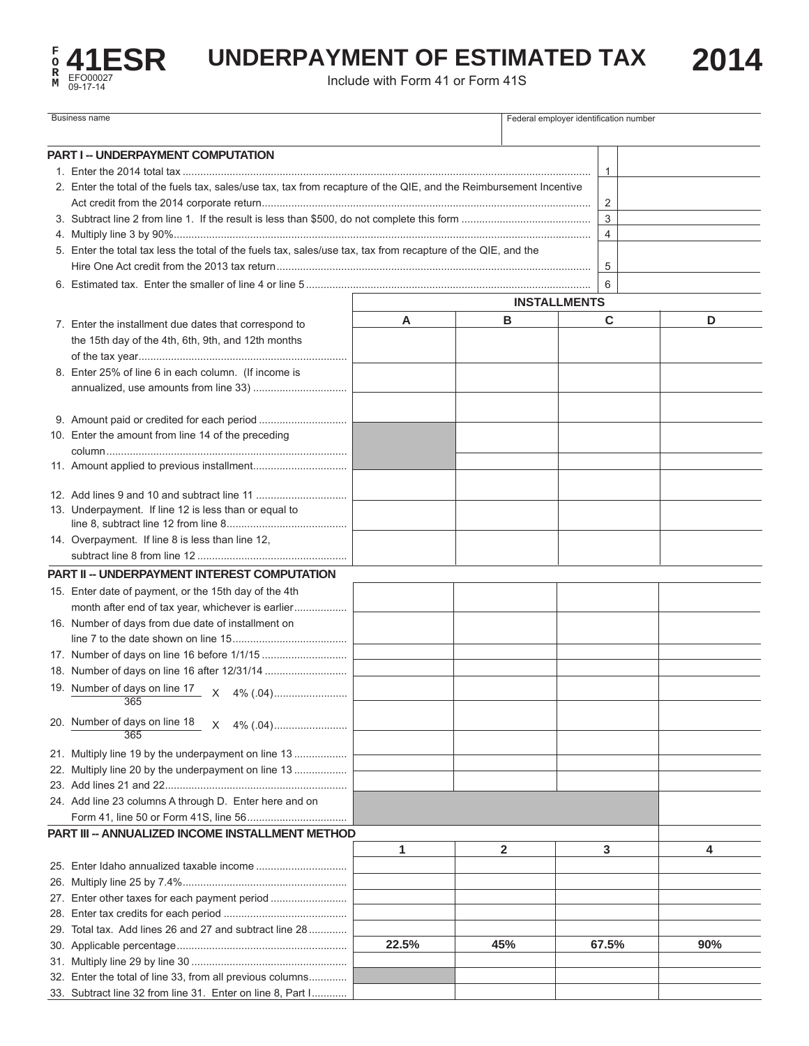# FORM 41ESR UNDERPAYMENT OF ESTIMATED TAX 2014

EFO00027
09-17-14

Include with Form 41 or Form 41S

| Business name | Federal employer identification number |
|---|---|
| | |

## PART I -- UNDERPAYMENT COMPUTATION

| | | |
|---|---|---|
| 1. Enter the 2014 total tax | 1 | |
| 2. Enter the total of the fuels tax, sales/use tax, tax from recapture of the QIE, and the Reimbursement Incentive Act credit from the 2014 corporate return | 2 | |
| 3. Subtract line 2 from line 1. If the result is less than $500, do not complete this form | 3 | |
| 4. Multiply line 3 by 90% | 4 | |
| 5. Enter the total tax less the total of the fuels tax, sales/use tax, tax from recapture of the QIE, and the Hire One Act credit from the 2013 tax return | 5 | |
| 6. Estimated tax. Enter the smaller of line 4 or line 5 | 6 | |

| | INSTALLMENTS | | | |
|---|---|---|---|---|
| | A | B | C | D |
| 7. Enter the installment due dates that correspond to the 15th day of the 4th, 6th, 9th, and 12th months of the tax year | | | | |
| 8. Enter 25% of line 6 in each column. (If income is annualized, use amounts from line 33) | | | | |
| 9. Amount paid or credited for each period | | | | |
| 10. Enter the amount from line 14 of the preceding column | | | | |
| 11. Amount applied to previous installment | | | | |
| 12. Add lines 9 and 10 and subtract line 11 | | | | |
| 13. Underpayment. If line 12 is less than or equal to line 8, subtract line 12 from line 8 | | | | |
| 14. Overpayment. If line 8 is less than line 12, subtract line 8 from line 12 | | | | |

## PART II -- UNDERPAYMENT INTEREST COMPUTATION

| | A | B | C | D |
|---|---|---|---|---|
| 15. Enter date of payment, or the 15th day of the 4th month after end of tax year, whichever is earlier | | | | |
| 16. Number of days from due date of installment on line 7 to the date shown on line 15 | | | | |
| 17. Number of days on line 16 before 1/1/15 | | | | |
| 18. Number of days on line 16 after 12/31/14 | | | | |
| 19. $\frac{\text{Number of days on line 17}}{365}$ X 4% (.04) | | | | |
| 20. $\frac{\text{Number of days on line 18}}{365}$ X 4% (.04) | | | | |
| 21. Multiply line 19 by the underpayment on line 13 | | | | |
| 22. Multiply line 20 by the underpayment on line 13 | | | | |
| 23. Add lines 21 and 22 | | | | |
| 24. Add line 23 columns A through D. Enter here and on Form 41, line 50 or Form 41S, line 56 | | | | |

## PART III -- ANNUALIZED INCOME INSTALLMENT METHOD

| | 1 | 2 | 3 | 4 |
|---|---|---|---|---|
| 25. Enter Idaho annualized taxable income | | | | |
| 26. Multiply line 25 by 7.4% | | | | |
| 27. Enter other taxes for each payment period | | | | |
| 28. Enter tax credits for each period | | | | |
| 29. Total tax. Add lines 26 and 27 and subtract line 28 | | | | |
| 30. Applicable percentage | **22.5%** | **45%** | **67.5%** | **90%** |
| 31. Multiply line 29 by line 30 | | | | |
| 32. Enter the total of line 33, from all previous columns | | | | |
| 33. Subtract line 32 from line 31. Enter on line 8, Part I | | | | |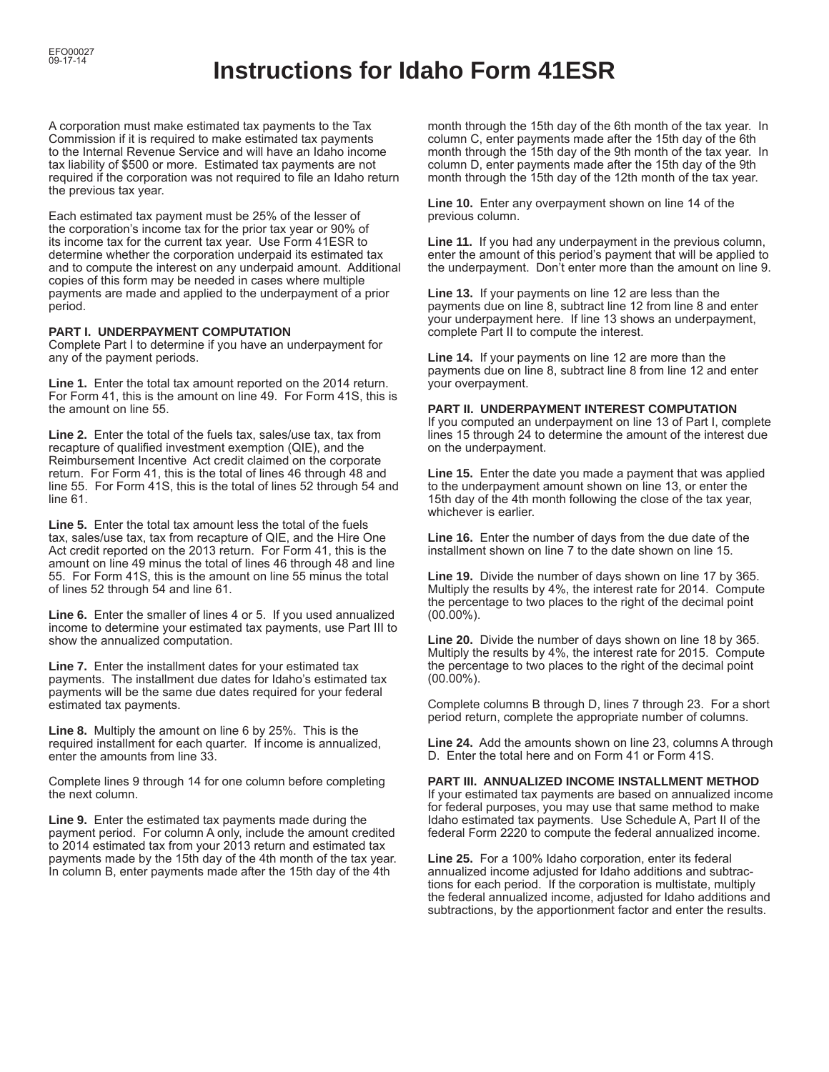EFO00027
09-17-14

# Instructions for Idaho Form 41ESR

A corporation must make estimated tax payments to the Tax Commission if it is required to make estimated tax payments to the Internal Revenue Service and will have an Idaho income tax liability of $500 or more. Estimated tax payments are not required if the corporation was not required to file an Idaho return the previous tax year.

Each estimated tax payment must be 25% of the lesser of the corporation's income tax for the prior tax year or 90% of its income tax for the current tax year. Use Form 41ESR to determine whether the corporation underpaid its estimated tax and to compute the interest on any underpaid amount. Additional copies of this form may be needed in cases where multiple payments are made and applied to the underpayment of a prior period.

## PART I. UNDERPAYMENT COMPUTATION

Complete Part I to determine if you have an underpayment for any of the payment periods.

**Line 1.** Enter the total tax amount reported on the 2014 return. For Form 41, this is the amount on line 49. For Form 41S, this is the amount on line 55.

**Line 2.** Enter the total of the fuels tax, sales/use tax, tax from recapture of qualified investment exemption (QIE), and the Reimbursement Incentive Act credit claimed on the corporate return. For Form 41, this is the total of lines 46 through 48 and line 55. For Form 41S, this is the total of lines 52 through 54 and line 61.

**Line 5.** Enter the total tax amount less the total of the fuels tax, sales/use tax, tax from recapture of QIE, and the Hire One Act credit reported on the 2013 return. For Form 41, this is the amount on line 49 minus the total of lines 46 through 48 and line 55. For Form 41S, this is the amount on line 55 minus the total of lines 52 through 54 and line 61.

**Line 6.** Enter the smaller of lines 4 or 5. If you used annualized income to determine your estimated tax payments, use Part III to show the annualized computation.

**Line 7.** Enter the installment dates for your estimated tax payments. The installment due dates for Idaho's estimated tax payments will be the same due dates required for your federal estimated tax payments.

**Line 8.** Multiply the amount on line 6 by 25%. This is the required installment for each quarter. If income is annualized, enter the amounts from line 33.

Complete lines 9 through 14 for one column before completing the next column.

**Line 9.** Enter the estimated tax payments made during the payment period. For column A only, include the amount credited to 2014 estimated tax from your 2013 return and estimated tax payments made by the 15th day of the 4th month of the tax year. In column B, enter payments made after the 15th day of the 4th month through the 15th day of the 6th month of the tax year. In column C, enter payments made after the 15th day of the 6th month through the 15th day of the 9th month of the tax year. In column D, enter payments made after the 15th day of the 9th month through the 15th day of the 12th month of the tax year.

**Line 10.** Enter any overpayment shown on line 14 of the previous column.

**Line 11.** If you had any underpayment in the previous column, enter the amount of this period's payment that will be applied to the underpayment. Don't enter more than the amount on line 9.

**Line 13.** If your payments on line 12 are less than the payments due on line 8, subtract line 12 from line 8 and enter your underpayment here. If line 13 shows an underpayment, complete Part II to compute the interest.

**Line 14.** If your payments on line 12 are more than the payments due on line 8, subtract line 8 from line 12 and enter your overpayment.

## PART II. UNDERPAYMENT INTEREST COMPUTATION

If you computed an underpayment on line 13 of Part I, complete lines 15 through 24 to determine the amount of the interest due on the underpayment.

**Line 15.** Enter the date you made a payment that was applied to the underpayment amount shown on line 13, or enter the 15th day of the 4th month following the close of the tax year, whichever is earlier.

**Line 16.** Enter the number of days from the due date of the installment shown on line 7 to the date shown on line 15.

**Line 19.** Divide the number of days shown on line 17 by 365. Multiply the results by 4%, the interest rate for 2014. Compute the percentage to two places to the right of the decimal point (00.00%).

**Line 20.** Divide the number of days shown on line 18 by 365. Multiply the results by 4%, the interest rate for 2015. Compute the percentage to two places to the right of the decimal point (00.00%).

Complete columns B through D, lines 7 through 23. For a short period return, complete the appropriate number of columns.

**Line 24.** Add the amounts shown on line 23, columns A through D. Enter the total here and on Form 41 or Form 41S.

## PART III. ANNUALIZED INCOME INSTALLMENT METHOD

If your estimated tax payments are based on annualized income for federal purposes, you may use that same method to make Idaho estimated tax payments. Use Schedule A, Part II of the federal Form 2220 to compute the federal annualized income.

**Line 25.** For a 100% Idaho corporation, enter its federal annualized income adjusted for Idaho additions and subtractions for each period. If the corporation is multistate, multiply the federal annualized income, adjusted for Idaho additions and subtractions, by the apportionment factor and enter the results.